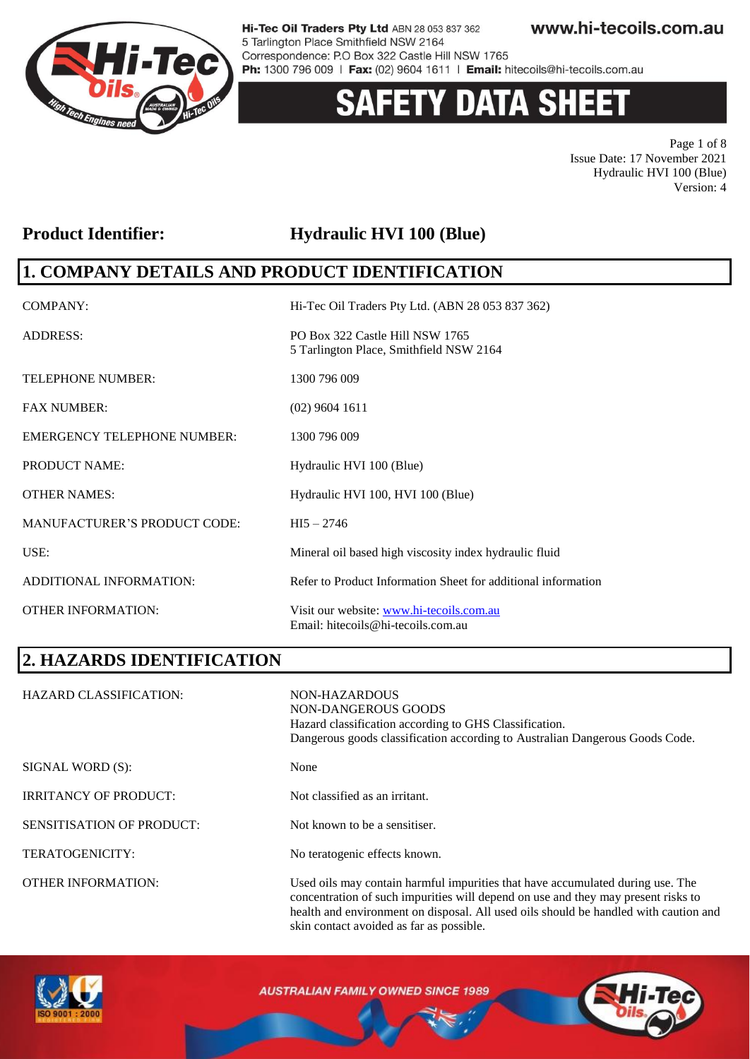# SAFETY DATA SHEET

**Product Identifier: Hydraulic HVI 100 (Blue)**

## 1. COMPANY DETAILS AND PRODUCT IDENTIFICATION

| | |
|---|---|
| COMPANY: | Hi-Tec Oil Traders Pty Ltd. (ABN 28 053 837 362) |
| ADDRESS: | PO Box 322 Castle Hill NSW 1765<br>5 Tarlington Place, Smithfield NSW 2164 |
| TELEPHONE NUMBER: | 1300 796 009 |
| FAX NUMBER: | (02) 9604 1611 |
| EMERGENCY TELEPHONE NUMBER: | 1300 796 009 |
| PRODUCT NAME: | Hydraulic HVI 100 (Blue) |
| OTHER NAMES: | Hydraulic HVI 100, HVI 100 (Blue) |
| MANUFACTURER'S PRODUCT CODE: | HI5 – 2746 |
| USE: | Mineral oil based high viscosity index hydraulic fluid |
| ADDITIONAL INFORMATION: | Refer to Product Information Sheet for additional information |
| OTHER INFORMATION: | Visit our website: www.hi-tecoils.com.au<br>Email: hitecoils@hi-tecoils.com.au |

## 2. HAZARDS IDENTIFICATION

| | |
|---|---|
| HAZARD CLASSIFICATION: | NON-HAZARDOUS<br>NON-DANGEROUS GOODS<br>Hazard classification according to GHS Classification.<br>Dangerous goods classification according to Australian Dangerous Goods Code. |
| SIGNAL WORD (S): | None |
| IRRITANCY OF PRODUCT: | Not classified as an irritant. |
| SENSITISATION OF PRODUCT: | Not known to be a sensitiser. |
| TERATOGENICITY: | No teratogenic effects known. |
| OTHER INFORMATION: | Used oils may contain harmful impurities that have accumulated during use. The concentration of such impurities will depend on use and they may present risks to health and environment on disposal. All used oils should be handled with caution and skin contact avoided as far as possible. |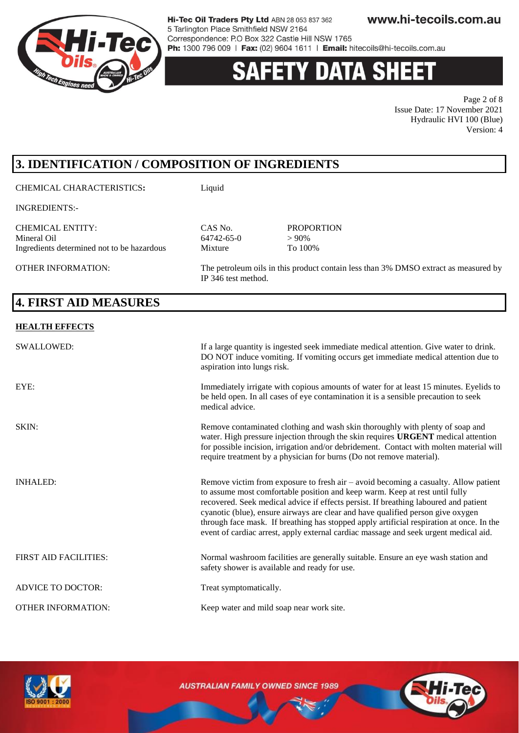## 3. IDENTIFICATION / COMPOSITION OF INGREDIENTS

CHEMICAL CHARACTERISTICS**:** Liquid

INGREDIENTS:-

| CHEMICAL ENTITY: | CAS No. | PROPORTION |
| --- | --- | --- |
| Mineral Oil | 64742-65-0 | > 90% |
| Ingredients determined not to be hazardous | Mixture | To 100% |

OTHER INFORMATION: The petroleum oils in this product contain less than 3% DMSO extract as measured by IP 346 test method.

## 4. FIRST AID MEASURES

### HEALTH EFFECTS

SWALLOWED: If a large quantity is ingested seek immediate medical attention. Give water to drink. DO NOT induce vomiting. If vomiting occurs get immediate medical attention due to aspiration into lungs risk.

EYE: Immediately irrigate with copious amounts of water for at least 15 minutes. Eyelids to be held open. In all cases of eye contamination it is a sensible precaution to seek medical advice.

SKIN: Remove contaminated clothing and wash skin thoroughly with plenty of soap and water. High pressure injection through the skin requires **URGENT** medical attention for possible incision, irrigation and/or debridement. Contact with molten material will require treatment by a physician for burns (Do not remove material).

INHALED: Remove victim from exposure to fresh air – avoid becoming a casualty. Allow patient to assume most comfortable position and keep warm. Keep at rest until fully recovered. Seek medical advice if effects persist. If breathing laboured and patient cyanotic (blue), ensure airways are clear and have qualified person give oxygen through face mask. If breathing has stopped apply artificial respiration at once. In the event of cardiac arrest, apply external cardiac massage and seek urgent medical aid.

FIRST AID FACILITIES: Normal washroom facilities are generally suitable. Ensure an eye wash station and safety shower is available and ready for use.

ADVICE TO DOCTOR: Treat symptomatically.

OTHER INFORMATION: Keep water and mild soap near work site.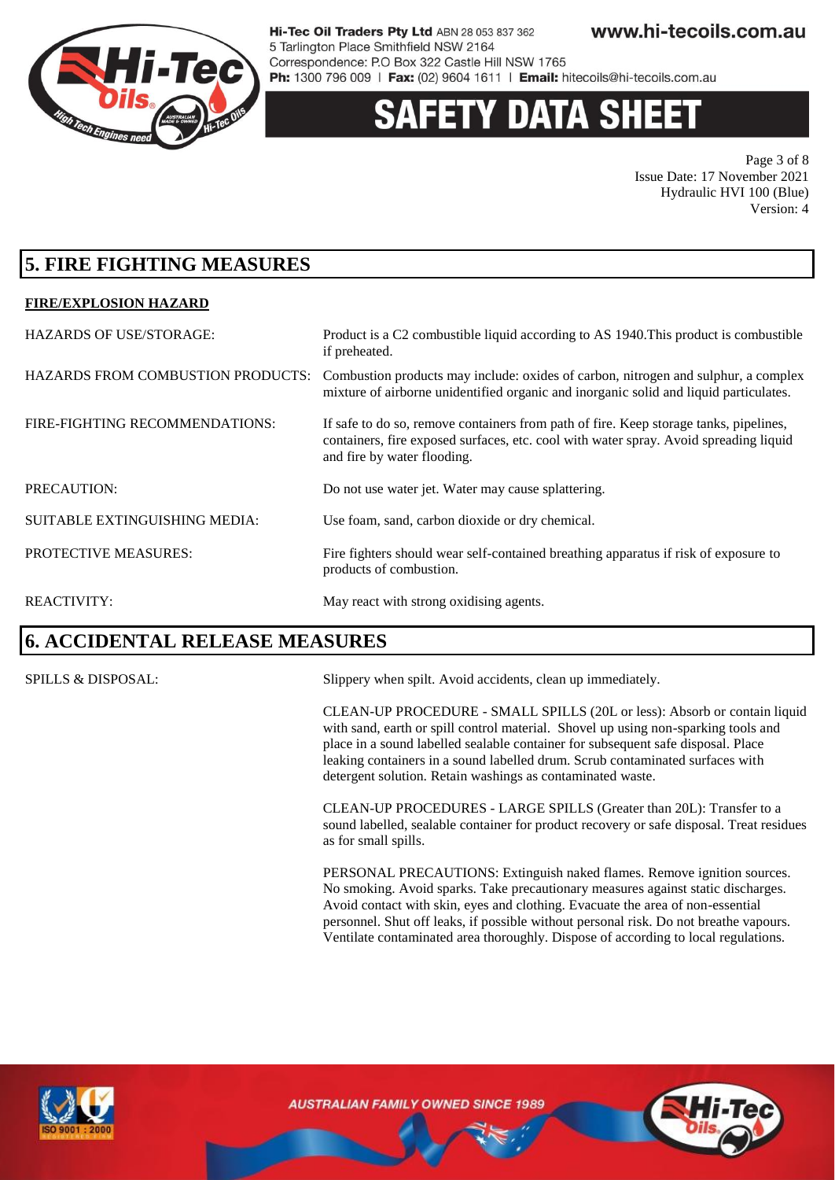## 5. FIRE FIGHTING MEASURES

**FIRE/EXPLOSION HAZARD**

HAZARDS OF USE/STORAGE: Product is a C2 combustible liquid according to AS 1940.This product is combustible if preheated.

HAZARDS FROM COMBUSTION PRODUCTS: Combustion products may include: oxides of carbon, nitrogen and sulphur, a complex mixture of airborne unidentified organic and inorganic solid and liquid particulates.

FIRE-FIGHTING RECOMMENDATIONS: If safe to do so, remove containers from path of fire. Keep storage tanks, pipelines, containers, fire exposed surfaces, etc. cool with water spray. Avoid spreading liquid and fire by water flooding.

PRECAUTION: Do not use water jet. Water may cause splattering.

SUITABLE EXTINGUISHING MEDIA: Use foam, sand, carbon dioxide or dry chemical.

PROTECTIVE MEASURES: Fire fighters should wear self-contained breathing apparatus if risk of exposure to products of combustion.

REACTIVITY: May react with strong oxidising agents.

## 6. ACCIDENTAL RELEASE MEASURES

SPILLS & DISPOSAL: Slippery when spilt. Avoid accidents, clean up immediately.

CLEAN-UP PROCEDURE - SMALL SPILLS (20L or less): Absorb or contain liquid with sand, earth or spill control material. Shovel up using non-sparking tools and place in a sound labelled sealable container for subsequent safe disposal. Place leaking containers in a sound labelled drum. Scrub contaminated surfaces with detergent solution. Retain washings as contaminated waste.

CLEAN-UP PROCEDURES - LARGE SPILLS (Greater than 20L): Transfer to a sound labelled, sealable container for product recovery or safe disposal. Treat residues as for small spills.

PERSONAL PRECAUTIONS: Extinguish naked flames. Remove ignition sources. No smoking. Avoid sparks. Take precautionary measures against static discharges. Avoid contact with skin, eyes and clothing. Evacuate the area of non-essential personnel. Shut off leaks, if possible without personal risk. Do not breathe vapours. Ventilate contaminated area thoroughly. Dispose of according to local regulations.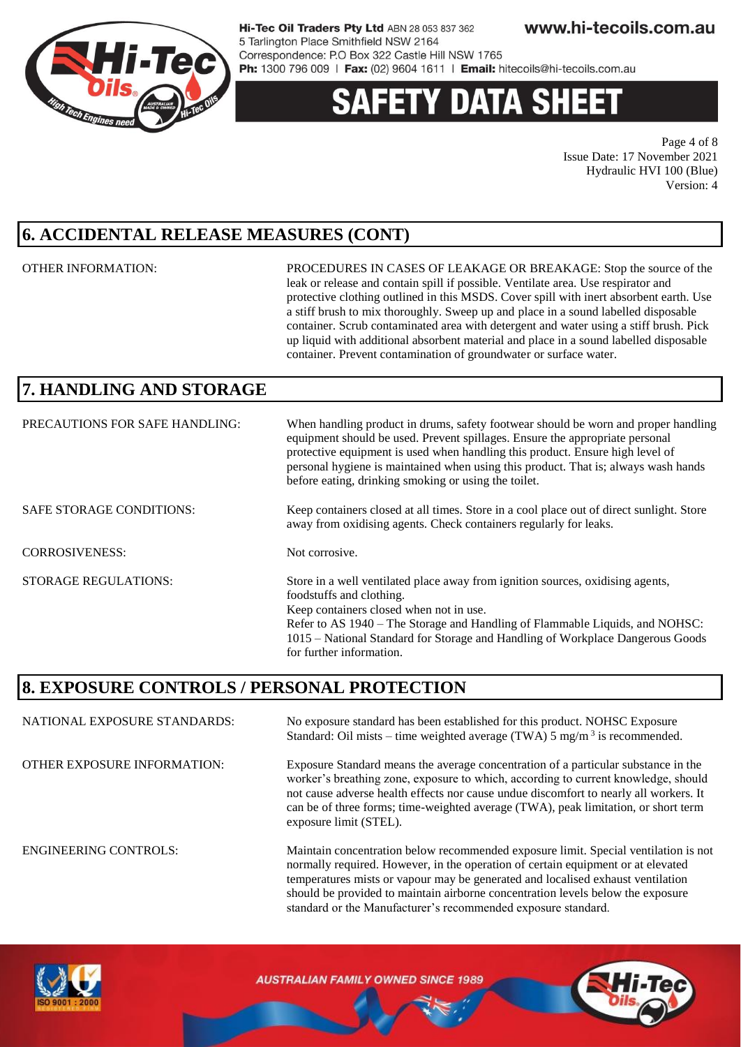## 6. ACCIDENTAL RELEASE MEASURES (CONT)

| | |
|---|---|
| OTHER INFORMATION: | PROCEDURES IN CASES OF LEAKAGE OR BREAKAGE: Stop the source of the leak or release and contain spill if possible. Ventilate area. Use respirator and protective clothing outlined in this MSDS. Cover spill with inert absorbent earth. Use a stiff brush to mix thoroughly. Sweep up and place in a sound labelled disposable container. Scrub contaminated area with detergent and water using a stiff brush. Pick up liquid with additional absorbent material and place in a sound labelled disposable container. Prevent contamination of groundwater or surface water. |

## 7. HANDLING AND STORAGE

| | |
|---|---|
| PRECAUTIONS FOR SAFE HANDLING: | When handling product in drums, safety footwear should be worn and proper handling equipment should be used. Prevent spillages. Ensure the appropriate personal protective equipment is used when handling this product. Ensure high level of personal hygiene is maintained when using this product. That is; always wash hands before eating, drinking smoking or using the toilet. |
| SAFE STORAGE CONDITIONS: | Keep containers closed at all times. Store in a cool place out of direct sunlight. Store away from oxidising agents. Check containers regularly for leaks. |
| CORROSIVENESS: | Not corrosive. |
| STORAGE REGULATIONS: | Store in a well ventilated place away from ignition sources, oxidising agents, foodstuffs and clothing.<br>Keep containers closed when not in use.<br>Refer to AS 1940 – The Storage and Handling of Flammable Liquids, and NOHSC: 1015 – National Standard for Storage and Handling of Workplace Dangerous Goods for further information. |

## 8. EXPOSURE CONTROLS / PERSONAL PROTECTION

| | |
|---|---|
| NATIONAL EXPOSURE STANDARDS: | No exposure standard has been established for this product. NOHSC Exposure Standard: Oil mists – time weighted average (TWA) 5 $mg/m^3$ is recommended. |
| OTHER EXPOSURE INFORMATION: | Exposure Standard means the average concentration of a particular substance in the worker's breathing zone, exposure to which, according to current knowledge, should not cause adverse health effects nor cause undue discomfort to nearly all workers. It can be of three forms; time-weighted average (TWA), peak limitation, or short term exposure limit (STEL). |
| ENGINEERING CONTROLS: | Maintain concentration below recommended exposure limit. Special ventilation is not normally required. However, in the operation of certain equipment or at elevated temperatures mists or vapour may be generated and localised exhaust ventilation should be provided to maintain airborne concentration levels below the exposure standard or the Manufacturer's recommended exposure standard. |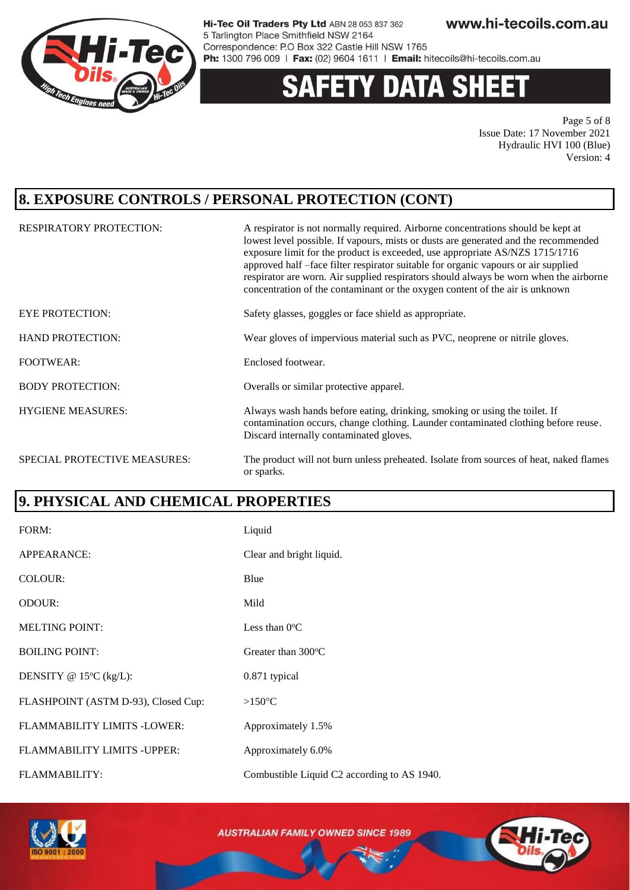## 8. EXPOSURE CONTROLS / PERSONAL PROTECTION (CONT)

| | |
|---|---|
| RESPIRATORY PROTECTION: | A respirator is not normally required. Airborne concentrations should be kept at lowest level possible. If vapours, mists or dusts are generated and the recommended exposure limit for the product is exceeded, use appropriate AS/NZS 1715/1716 approved half –face filter respirator suitable for organic vapours or air supplied respirator are worn. Air supplied respirators should always be worn when the airborne concentration of the contaminant or the oxygen content of the air is unknown |
| EYE PROTECTION: | Safety glasses, goggles or face shield as appropriate. |
| HAND PROTECTION: | Wear gloves of impervious material such as PVC, neoprene or nitrile gloves. |
| FOOTWEAR: | Enclosed footwear. |
| BODY PROTECTION: | Overalls or similar protective apparel. |
| HYGIENE MEASURES: | Always wash hands before eating, drinking, smoking or using the toilet. If contamination occurs, change clothing. Launder contaminated clothing before reuse. Discard internally contaminated gloves. |
| SPECIAL PROTECTIVE MEASURES: | The product will not burn unless preheated. Isolate from sources of heat, naked flames or sparks. |

## 9. PHYSICAL AND CHEMICAL PROPERTIES

| | |
|---|---|
| FORM: | Liquid |
| APPEARANCE: | Clear and bright liquid. |
| COLOUR: | Blue |
| ODOUR: | Mild |
| MELTING POINT: | Less than 0°C |
| BOILING POINT: | Greater than 300°C |
| DENSITY @ 15°C (kg/L): | 0.871 typical |
| FLASHPOINT (ASTM D-93), Closed Cup: | >150°C |
| FLAMMABILITY LIMITS -LOWER: | Approximately 1.5% |
| FLAMMABILITY LIMITS -UPPER: | Approximately 6.0% |
| FLAMMABILITY: | Combustible Liquid C2 according to AS 1940. |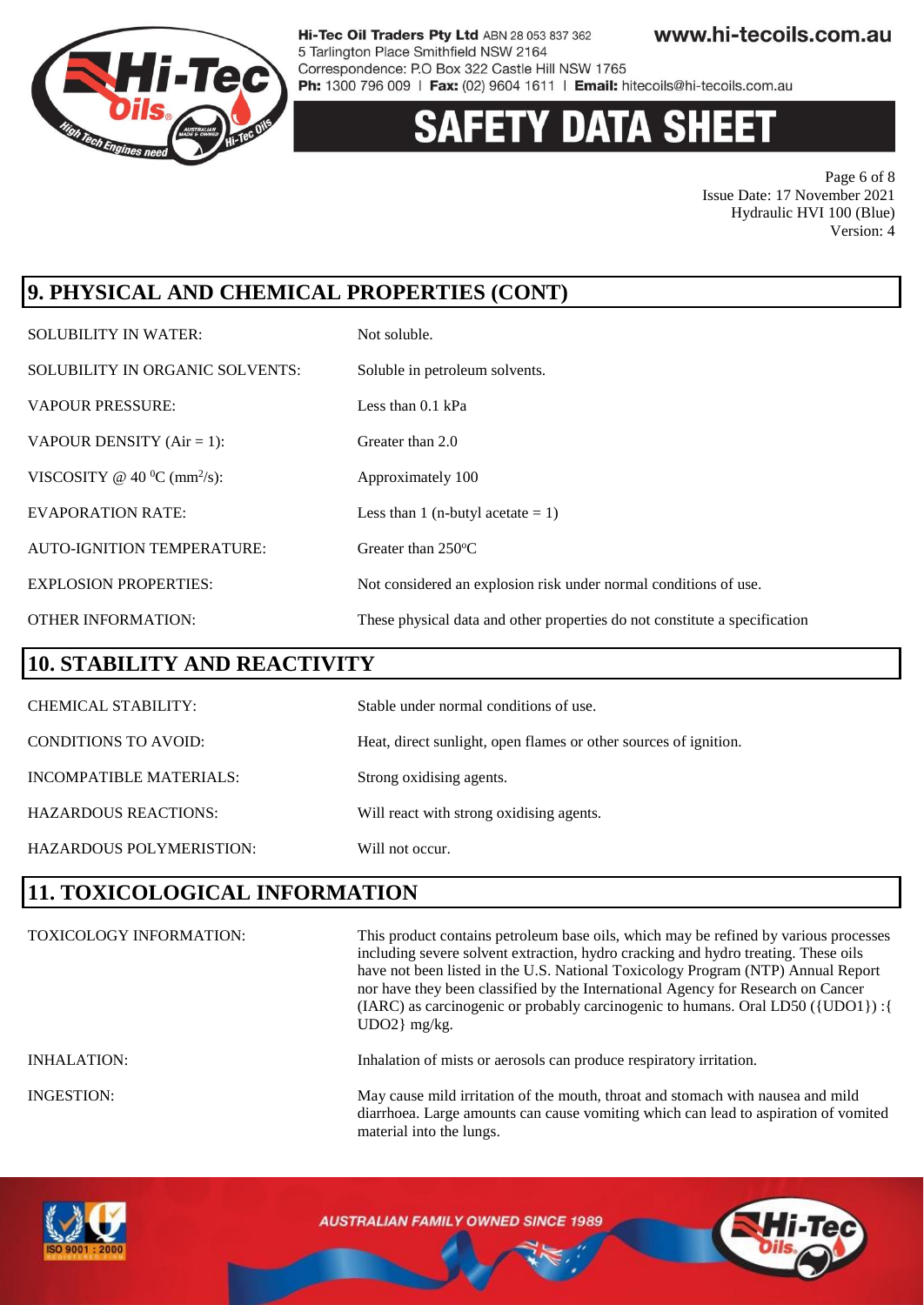## 9. PHYSICAL AND CHEMICAL PROPERTIES (CONT)

| | |
|---|---|
| SOLUBILITY IN WATER: | Not soluble. |
| SOLUBILITY IN ORGANIC SOLVENTS: | Soluble in petroleum solvents. |
| VAPOUR PRESSURE: | Less than 0.1 kPa |
| VAPOUR DENSITY (Air = 1): | Greater than 2.0 |
| VISCOSITY @ 40 $^0$C (mm$^2$/s): | Approximately 100 |
| EVAPORATION RATE: | Less than 1 (n-butyl acetate = 1) |
| AUTO-IGNITION TEMPERATURE: | Greater than 250$^o$C |
| EXPLOSION PROPERTIES: | Not considered an explosion risk under normal conditions of use. |
| OTHER INFORMATION: | These physical data and other properties do not constitute a specification |

## 10. STABILITY AND REACTIVITY

| | |
|---|---|
| CHEMICAL STABILITY: | Stable under normal conditions of use. |
| CONDITIONS TO AVOID: | Heat, direct sunlight, open flames or other sources of ignition. |
| INCOMPATIBLE MATERIALS: | Strong oxidising agents. |
| HAZARDOUS REACTIONS: | Will react with strong oxidising agents. |
| HAZARDOUS POLYMERISTION: | Will not occur. |

## 11. TOXICOLOGICAL INFORMATION

| | |
|---|---|
| TOXICOLOGY INFORMATION: | This product contains petroleum base oils, which may be refined by various processes including severe solvent extraction, hydro cracking and hydro treating. These oils have not been listed in the U.S. National Toxicology Program (NTP) Annual Report nor have they been classified by the International Agency for Research on Cancer (IARC) as carcinogenic or probably carcinogenic to humans. Oral LD50 ({UDO1}) :{ UDO2} mg/kg. |
| INHALATION: | Inhalation of mists or aerosols can produce respiratory irritation. |
| INGESTION: | May cause mild irritation of the mouth, throat and stomach with nausea and mild diarrhoea. Large amounts can cause vomiting which can lead to aspiration of vomited material into the lungs. |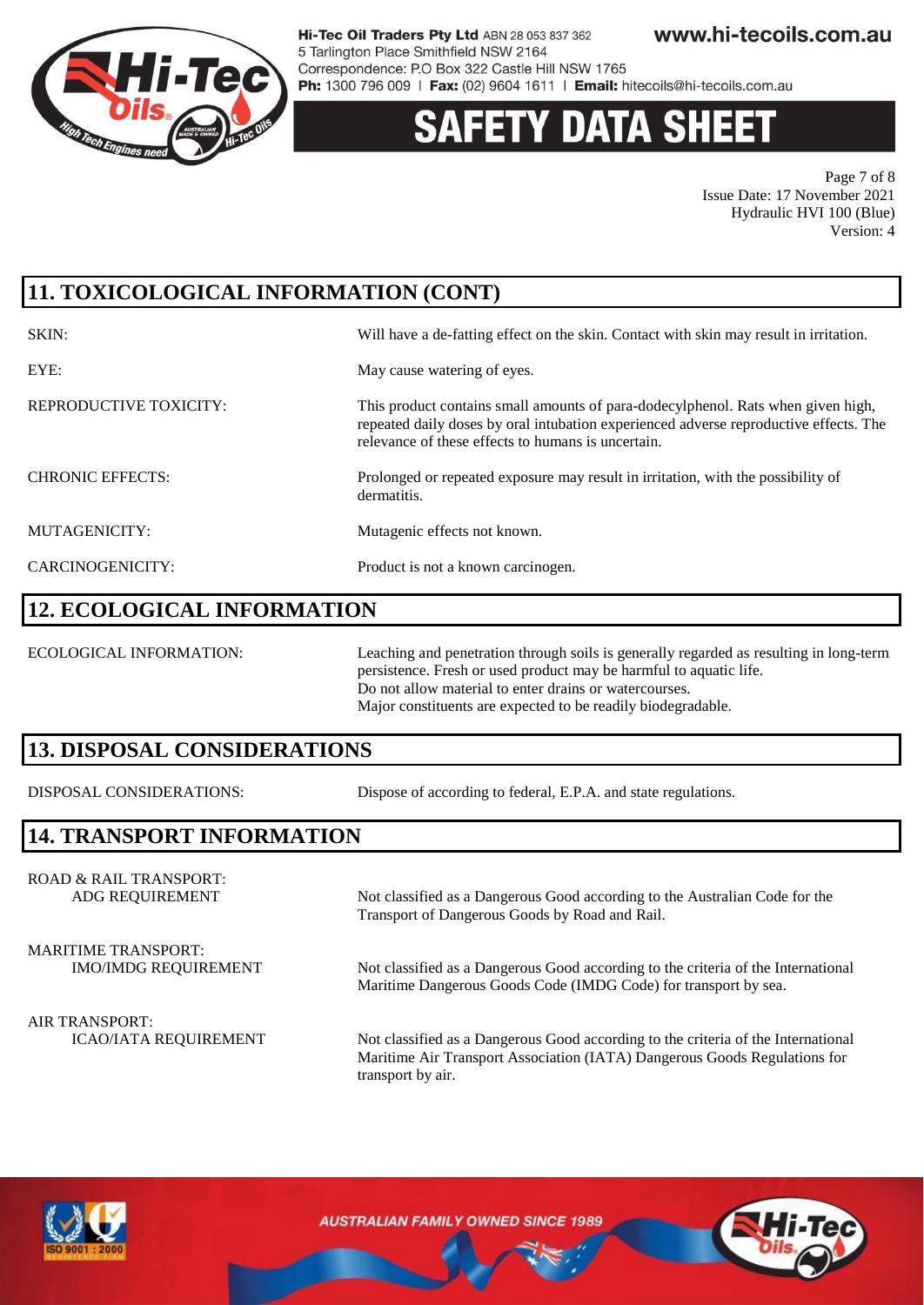## 11. TOXICOLOGICAL INFORMATION (CONT)

| | |
|---|---|
| SKIN: | Will have a de-fatting effect on the skin. Contact with skin may result in irritation. |
| EYE: | May cause watering of eyes. |
| REPRODUCTIVE TOXICITY: | This product contains small amounts of para-dodecylphenol. Rats when given high, repeated daily doses by oral intubation experienced adverse reproductive effects. The relevance of these effects to humans is uncertain. |
| CHRONIC EFFECTS: | Prolonged or repeated exposure may result in irritation, with the possibility of dermatitis. |
| MUTAGENICITY: | Mutagenic effects not known. |
| CARCINOGENICITY: | Product is not a known carcinogen. |

## 12. ECOLOGICAL INFORMATION

| | |
|---|---|
| ECOLOGICAL INFORMATION: | Leaching and penetration through soils is generally regarded as resulting in long-term persistence. Fresh or used product may be harmful to aquatic life. Do not allow material to enter drains or watercourses. Major constituents are expected to be readily biodegradable. |

## 13. DISPOSAL CONSIDERATIONS

| | |
|---|---|
| DISPOSAL CONSIDERATIONS: | Dispose of according to federal, E.P.A. and state regulations. |

## 14. TRANSPORT INFORMATION

| | |
|---|---|
| ROAD & RAIL TRANSPORT: ADG REQUIREMENT | Not classified as a Dangerous Good according to the Australian Code for the Transport of Dangerous Goods by Road and Rail. |
| MARITIME TRANSPORT: IMO/IMDG REQUIREMENT | Not classified as a Dangerous Good according to the criteria of the International Maritime Dangerous Goods Code (IMDG Code) for transport by sea. |
| AIR TRANSPORT: ICAO/IATA REQUIREMENT | Not classified as a Dangerous Good according to the criteria of the International Maritime Air Transport Association (IATA) Dangerous Goods Regulations for transport by air. |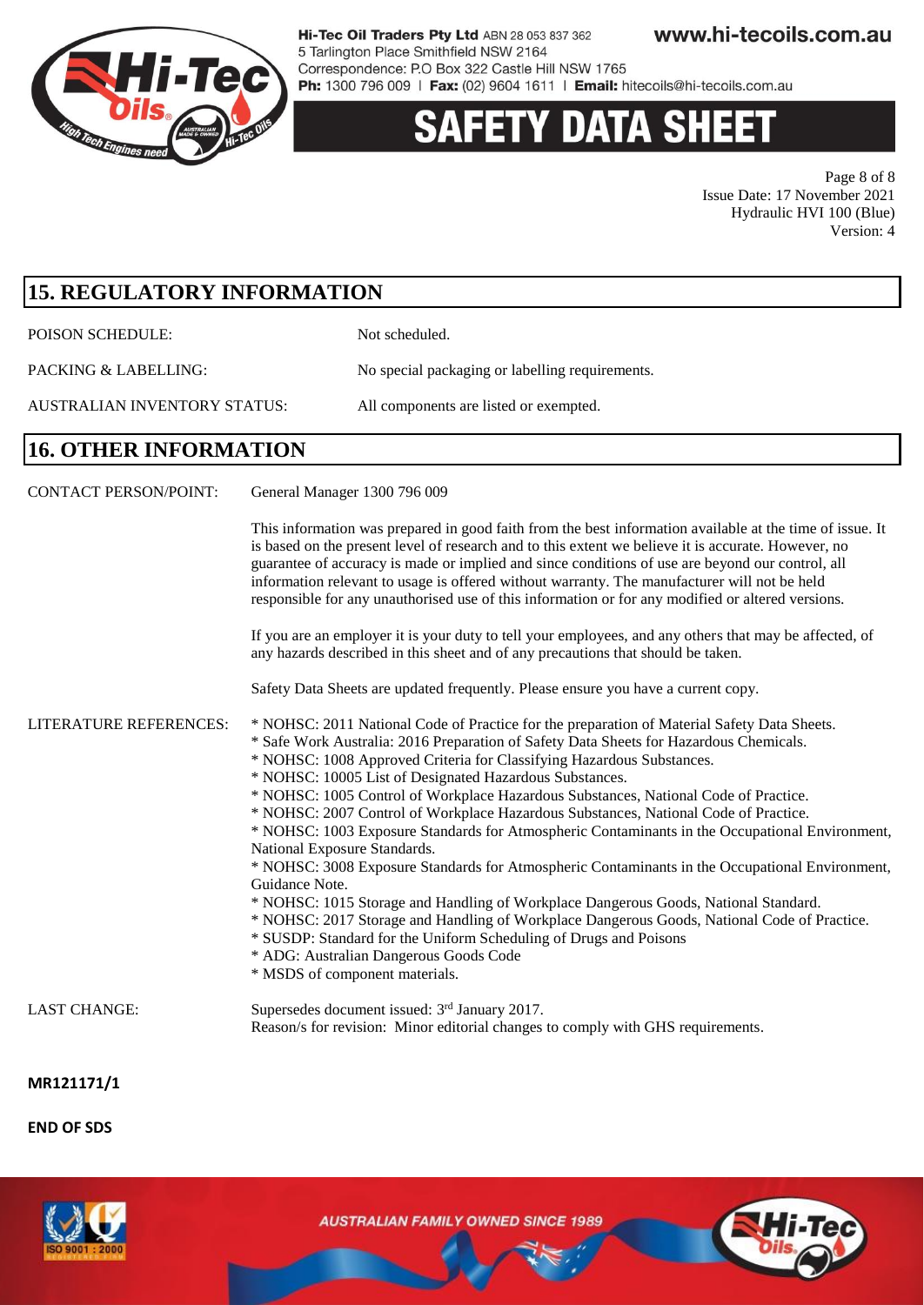## 15. REGULATORY INFORMATION

| | |
|---|---|
| POISON SCHEDULE: | Not scheduled. |
| PACKING & LABELLING: | No special packaging or labelling requirements. |
| AUSTRALIAN INVENTORY STATUS: | All components are listed or exempted. |

## 16. OTHER INFORMATION

CONTACT PERSON/POINT: General Manager 1300 796 009

This information was prepared in good faith from the best information available at the time of issue. It is based on the present level of research and to this extent we believe it is accurate. However, no guarantee of accuracy is made or implied and since conditions of use are beyond our control, all information relevant to usage is offered without warranty. The manufacturer will not be held responsible for any unauthorised use of this information or for any modified or altered versions.

If you are an employer it is your duty to tell your employees, and any others that may be affected, of any hazards described in this sheet and of any precautions that should be taken.

Safety Data Sheets are updated frequently. Please ensure you have a current copy.

LITERATURE REFERENCES:

* NOHSC: 2011 National Code of Practice for the preparation of Material Safety Data Sheets.
* Safe Work Australia: 2016 Preparation of Safety Data Sheets for Hazardous Chemicals.
* NOHSC: 1008 Approved Criteria for Classifying Hazardous Substances.
* NOHSC: 10005 List of Designated Hazardous Substances.
* NOHSC: 1005 Control of Workplace Hazardous Substances, National Code of Practice.
* NOHSC: 2007 Control of Workplace Hazardous Substances, National Code of Practice.
* NOHSC: 1003 Exposure Standards for Atmospheric Contaminants in the Occupational Environment, National Exposure Standards.
* NOHSC: 3008 Exposure Standards for Atmospheric Contaminants in the Occupational Environment, Guidance Note.
* NOHSC: 1015 Storage and Handling of Workplace Dangerous Goods, National Standard.
* NOHSC: 2017 Storage and Handling of Workplace Dangerous Goods, National Code of Practice.
* SUSDP: Standard for the Uniform Scheduling of Drugs and Poisons
* ADG: Australian Dangerous Goods Code
* MSDS of component materials.

LAST CHANGE: Supersedes document issued: 3rd January 2017.
Reason/s for revision: Minor editorial changes to comply with GHS requirements.

**MR121171/1**

**END OF SDS**